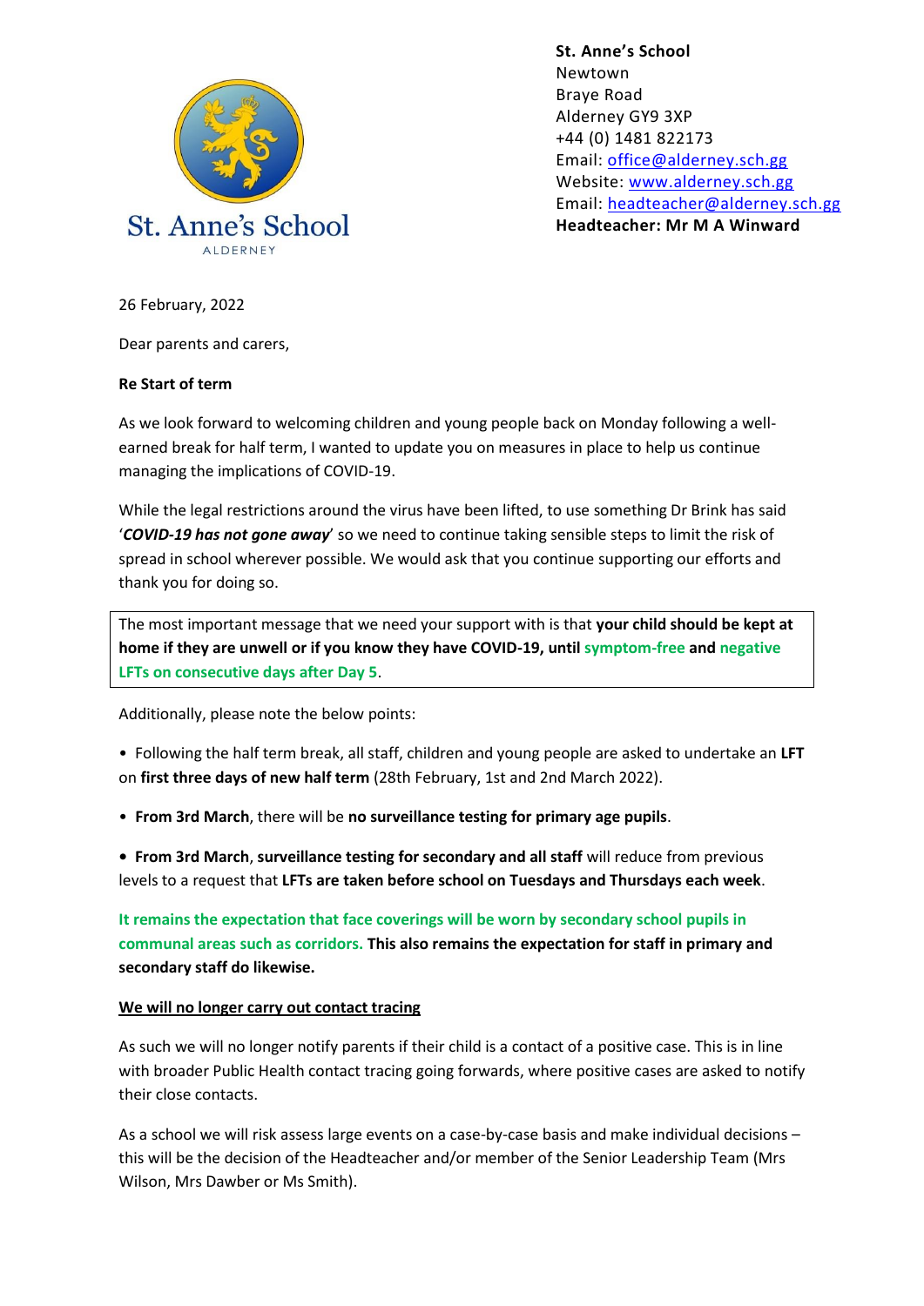St. Anne's School
ALDERNEY

**St. Anne's School**
Newtown
Braye Road
Alderney GY9 3XP
+44 (0) 1481 822173
Email: office@alderney.sch.gg
Website: www.alderney.sch.gg
Email: headteacher@alderney.sch.gg
**Headteacher: Mr M A Winward**

26 February, 2022

Dear parents and carers,

**Re Start of term**

As we look forward to welcoming children and young people back on Monday following a well-earned break for half term, I wanted to update you on measures in place to help us continue managing the implications of COVID-19.

While the legal restrictions around the virus have been lifted, to use something Dr Brink has said '***COVID-19 has not gone away***' so we need to continue taking sensible steps to limit the risk of spread in school wherever possible. We would ask that you continue supporting our efforts and thank you for doing so.

The most important message that we need your support with is that **your child should be kept at home if they are unwell or if you know they have COVID-19, until symptom-free and negative LFTs on consecutive days after Day 5**.

Additionally, please note the below points:

- Following the half term break, all staff, children and young people are asked to undertake an **LFT** on **first three days of new half term** (28th February, 1st and 2nd March 2022).
- **From 3rd March**, there will be **no surveillance testing for primary age pupils**.
- **From 3rd March**, **surveillance testing for secondary and all staff** will reduce from previous levels to a request that **LFTs are taken before school on Tuesdays and Thursdays each week**.

**It remains the expectation that face coverings will be worn by secondary school pupils in communal areas such as corridors. This also remains the expectation for staff in primary and secondary staff do likewise.**

**We will no longer carry out contact tracing**

As such we will no longer notify parents if their child is a contact of a positive case. This is in line with broader Public Health contact tracing going forwards, where positive cases are asked to notify their close contacts.

As a school we will risk assess large events on a case-by-case basis and make individual decisions – this will be the decision of the Headteacher and/or member of the Senior Leadership Team (Mrs Wilson, Mrs Dawber or Ms Smith).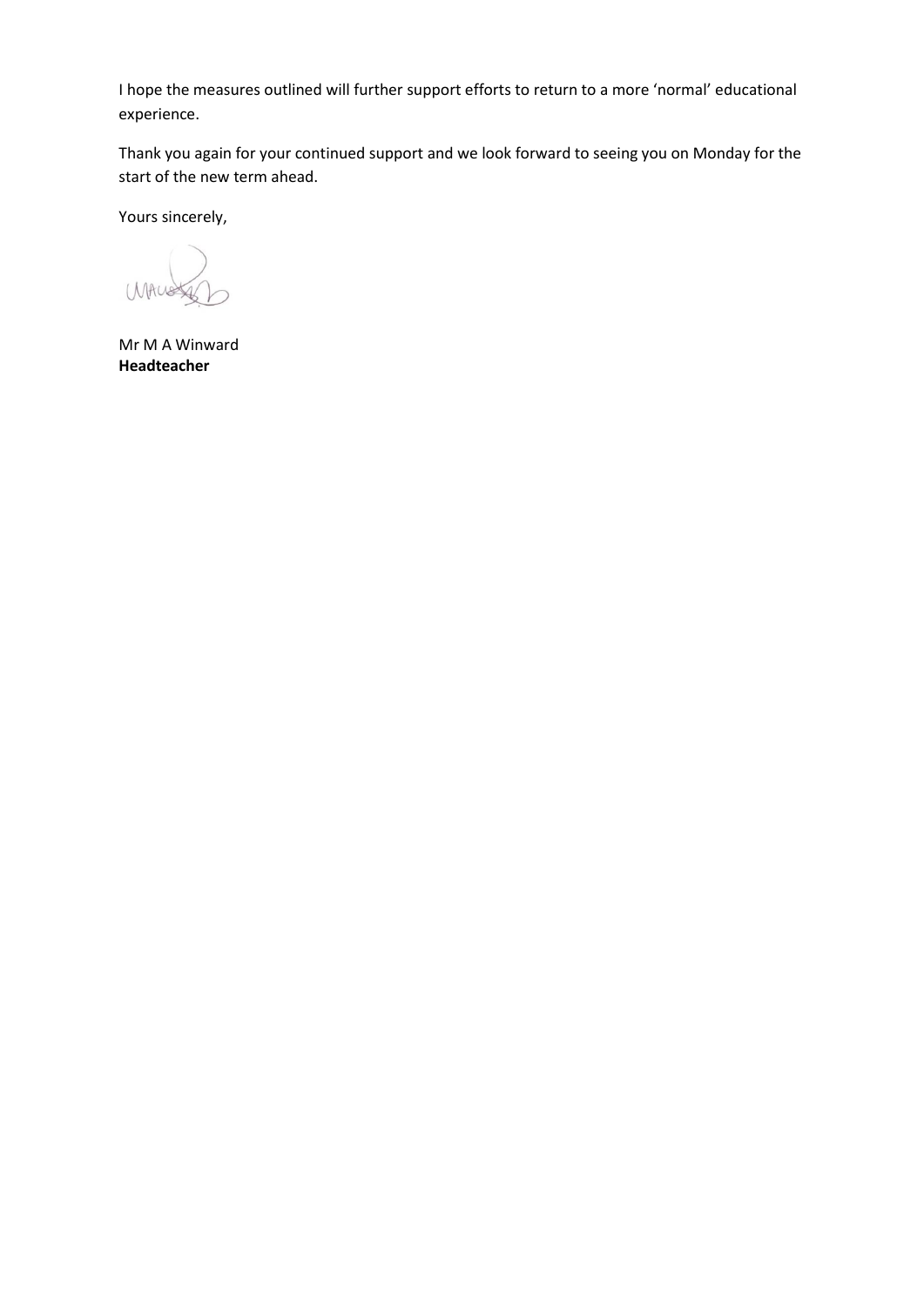I hope the measures outlined will further support efforts to return to a more 'normal' educational experience.

Thank you again for your continued support and we look forward to seeing you on Monday for the start of the new term ahead.

Yours sincerely,

Mr M A Winward
**Headteacher**